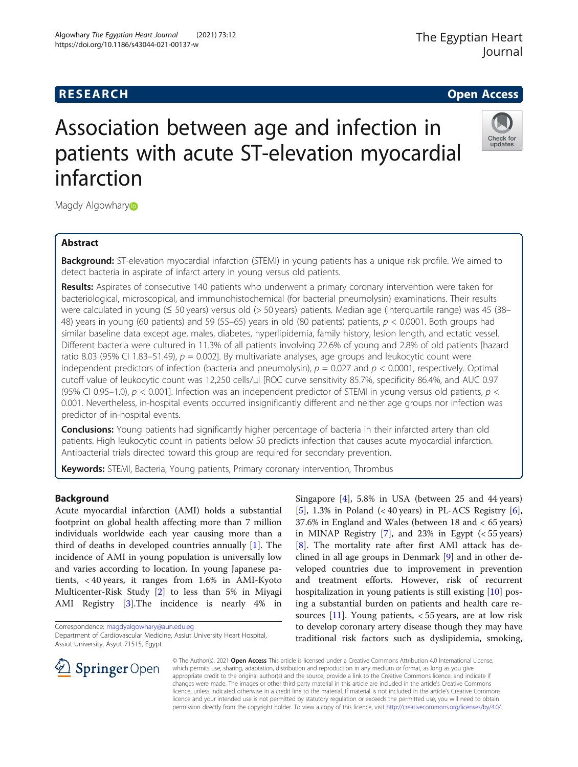**RESEARCH** **Open Access**

# Association between age and infection in patients with acute ST-elevation myocardial infarction

Magdy Algowhary

## Abstract

**Background:** ST-elevation myocardial infarction (STEMI) in young patients has a unique risk profile. We aimed to detect bacteria in aspirate of infarct artery in young versus old patients.

**Results:** Aspirates of consecutive 140 patients who underwent a primary coronary intervention were taken for bacteriological, microscopical, and immunohistochemical (for bacterial pneumolysin) examinations. Their results were calculated in young (≤ 50 years) versus old (> 50 years) patients. Median age (interquartile range) was 45 (38–48) years in young (60 patients) and 59 (55–65) years in old (80 patients) patients, $p < 0.0001$. Both groups had similar baseline data except age, males, diabetes, hyperlipidemia, family history, lesion length, and ectatic vessel. Different bacteria were cultured in 11.3% of all patients involving 22.6% of young and 2.8% of old patients [hazard ratio 8.03 (95% CI 1.83–51.49), $p = 0.002$]. By multivariate analyses, age groups and leukocytic count were independent predictors of infection (bacteria and pneumolysin), $p = 0.027$ and $p < 0.0001$, respectively. Optimal cutoff value of leukocytic count was 12,250 cells/μl [ROC curve sensitivity 85.7%, specificity 86.4%, and AUC 0.97 (95% CI 0.95–1.0), $p < 0.001$]. Infection was an independent predictor of STEMI in young versus old patients, $p < 0.001$. Nevertheless, in-hospital events occurred insignificantly different and neither age groups nor infection was predictor of in-hospital events.

**Conclusions:** Young patients had significantly higher percentage of bacteria in their infarcted artery than old patients. High leukocytic count in patients below 50 predicts infection that causes acute myocardial infarction. Antibacterial trials directed toward this group are required for secondary prevention.

**Keywords:** STEMI, Bacteria, Young patients, Primary coronary intervention, Thrombus

## Background

Acute myocardial infarction (AMI) holds a substantial footprint on global health affecting more than 7 million individuals worldwide each year causing more than a third of deaths in developed countries annually [1]. The incidence of AMI in young population is universally low and varies according to location. In young Japanese patients, < 40 years, it ranges from 1.6% in AMI-Kyoto Multicenter-Risk Study [2] to less than 5% in Miyagi AMI Registry [3].The incidence is nearly 4% in Singapore [4], 5.8% in USA (between 25 and 44 years) [5], 1.3% in Poland (< 40 years) in PL-ACS Registry [6], 37.6% in England and Wales (between 18 and < 65 years) in MINAP Registry [7], and 23% in Egypt (< 55 years) [8]. The mortality rate after first AMI attack has declined in all age groups in Denmark [9] and in other developed countries due to improvement in prevention and treatment efforts. However, risk of recurrent hospitalization in young patients is still existing [10] posing a substantial burden on patients and health care resources [11]. Young patients, < 55 years, are at low risk to develop coronary artery disease though they may have traditional risk factors such as dyslipidemia, smoking,

Correspondence: magdyalgowhary@aun.edu.eg
Department of Cardiovascular Medicine, Assiut University Heart Hospital, Assiut University, Asyut 71515, Egypt

© The Author(s). 2021 **Open Access** This article is licensed under a Creative Commons Attribution 4.0 International License, which permits use, sharing, adaptation, distribution and reproduction in any medium or format, as long as you give appropriate credit to the original author(s) and the source, provide a link to the Creative Commons licence, and indicate if changes were made. The images or other third party material in this article are included in the article's Creative Commons licence, unless indicated otherwise in a credit line to the material. If material is not included in the article's Creative Commons licence and your intended use is not permitted by statutory regulation or exceeds the permitted use, you will need to obtain permission directly from the copyright holder. To view a copy of this licence, visit http://creativecommons.org/licenses/by/4.0/.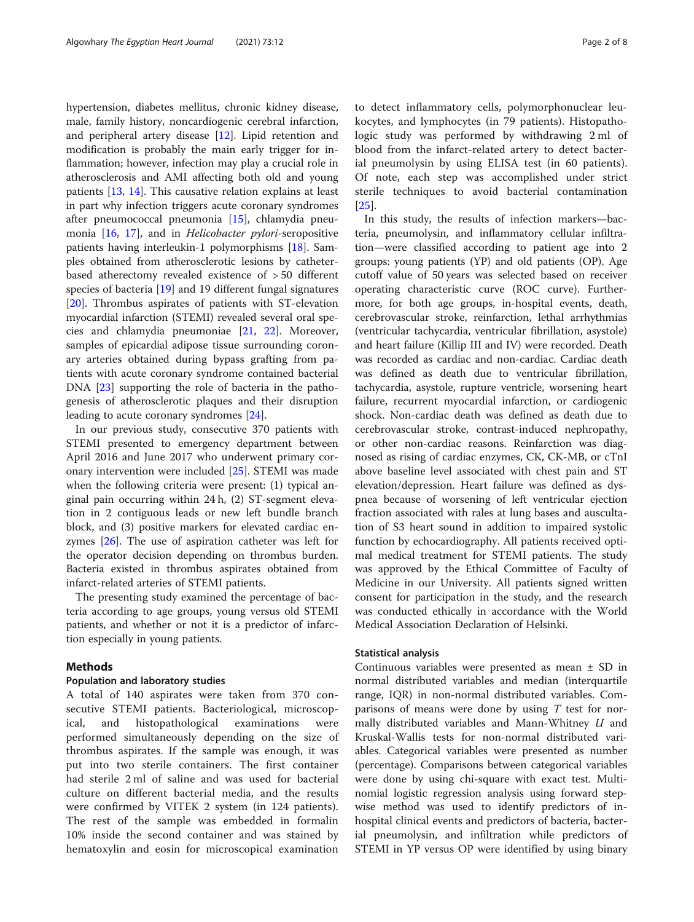hypertension, diabetes mellitus, chronic kidney disease, male, family history, noncardiogenic cerebral infarction, and peripheral artery disease [12]. Lipid retention and modification is probably the main early trigger for inflammation; however, infection may play a crucial role in atherosclerosis and AMI affecting both old and young patients [13, 14]. This causative relation explains at least in part why infection triggers acute coronary syndromes after pneumococcal pneumonia [15], chlamydia pneumonia [16, 17], and in *Helicobacter pylori*-seropositive patients having interleukin-1 polymorphisms [18]. Samples obtained from atherosclerotic lesions by catheter-based atherectomy revealed existence of > 50 different species of bacteria [19] and 19 different fungal signatures [20]. Thrombus aspirates of patients with ST-elevation myocardial infarction (STEMI) revealed several oral species and chlamydia pneumoniae [21, 22]. Moreover, samples of epicardial adipose tissue surrounding coronary arteries obtained during bypass grafting from patients with acute coronary syndrome contained bacterial DNA [23] supporting the role of bacteria in the pathogenesis of atherosclerotic plaques and their disruption leading to acute coronary syndromes [24].

In our previous study, consecutive 370 patients with STEMI presented to emergency department between April 2016 and June 2017 who underwent primary coronary intervention were included [25]. STEMI was made when the following criteria were present: (1) typical anginal pain occurring within 24 h, (2) ST-segment elevation in 2 contiguous leads or new left bundle branch block, and (3) positive markers for elevated cardiac enzymes [26]. The use of aspiration catheter was left for the operator decision depending on thrombus burden. Bacteria existed in thrombus aspirates obtained from infarct-related arteries of STEMI patients.

The presenting study examined the percentage of bacteria according to age groups, young versus old STEMI patients, and whether or not it is a predictor of infarction especially in young patients.

## Methods

### Population and laboratory studies

A total of 140 aspirates were taken from 370 consecutive STEMI patients. Bacteriological, microscopical, and histopathological examinations were performed simultaneously depending on the size of thrombus aspirates. If the sample was enough, it was put into two sterile containers. The first container had sterile 2 ml of saline and was used for bacterial culture on different bacterial media, and the results were confirmed by VITEK 2 system (in 124 patients). The rest of the sample was embedded in formalin 10% inside the second container and was stained by hematoxylin and eosin for microscopical examination to detect inflammatory cells, polymorphonuclear leukocytes, and lymphocytes (in 79 patients). Histopathologic study was performed by withdrawing 2 ml of blood from the infarct-related artery to detect bacterial pneumolysin by using ELISA test (in 60 patients). Of note, each step was accomplished under strict sterile techniques to avoid bacterial contamination [25].

In this study, the results of infection markers—bacteria, pneumolysin, and inflammatory cellular infiltration—were classified according to patient age into 2 groups: young patients (YP) and old patients (OP). Age cutoff value of 50 years was selected based on receiver operating characteristic curve (ROC curve). Furthermore, for both age groups, in-hospital events, death, cerebrovascular stroke, reinfarction, lethal arrhythmias (ventricular tachycardia, ventricular fibrillation, asystole) and heart failure (Killip III and IV) were recorded. Death was recorded as cardiac and non-cardiac. Cardiac death was defined as death due to ventricular fibrillation, tachycardia, asystole, rupture ventricle, worsening heart failure, recurrent myocardial infarction, or cardiogenic shock. Non-cardiac death was defined as death due to cerebrovascular stroke, contrast-induced nephropathy, or other non-cardiac reasons. Reinfarction was diagnosed as rising of cardiac enzymes, CK, CK-MB, or cTnI above baseline level associated with chest pain and ST elevation/depression. Heart failure was defined as dyspnea because of worsening of left ventricular ejection fraction associated with rales at lung bases and auscultation of S3 heart sound in addition to impaired systolic function by echocardiography. All patients received optimal medical treatment for STEMI patients. The study was approved by the Ethical Committee of Faculty of Medicine in our University. All patients signed written consent for participation in the study, and the research was conducted ethically in accordance with the World Medical Association Declaration of Helsinki.

### Statistical analysis

Continuous variables were presented as mean ± SD in normal distributed variables and median (interquartile range, IQR) in non-normal distributed variables. Comparisons of means were done by using *T* test for normally distributed variables and Mann-Whitney *U* and Kruskal-Wallis tests for non-normal distributed variables. Categorical variables were presented as number (percentage). Comparisons between categorical variables were done by using chi-square with exact test. Multinomial logistic regression analysis using forward stepwise method was used to identify predictors of in-hospital clinical events and predictors of bacteria, bacterial pneumolysin, and infiltration while predictors of STEMI in YP versus OP were identified by using binary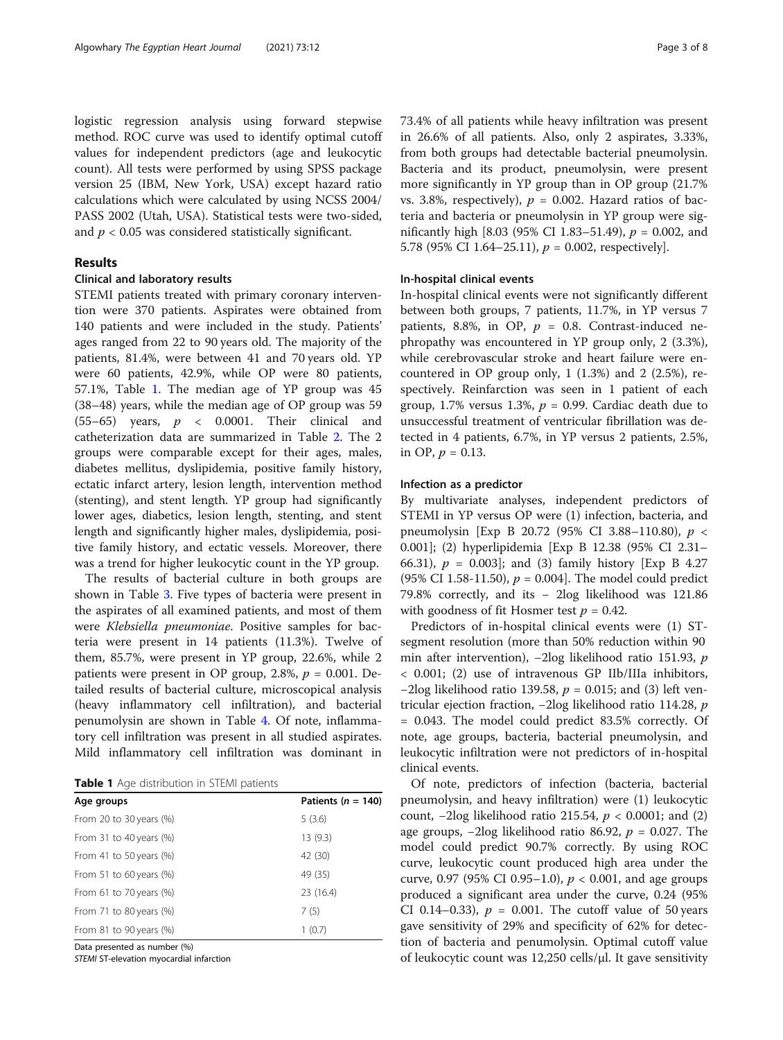logistic regression analysis using forward stepwise method. ROC curve was used to identify optimal cutoff values for independent predictors (age and leukocytic count). All tests were performed by using SPSS package version 25 (IBM, New York, USA) except hazard ratio calculations which were calculated by using NCSS 2004/ PASS 2002 (Utah, USA). Statistical tests were two-sided, and $p < 0.05$ was considered statistically significant.

## Results

### Clinical and laboratory results

STEMI patients treated with primary coronary intervention were 370 patients. Aspirates were obtained from 140 patients and were included in the study. Patients' ages ranged from 22 to 90 years old. The majority of the patients, 81.4%, were between 41 and 70 years old. YP were 60 patients, 42.9%, while OP were 80 patients, 57.1%, Table 1. The median age of YP group was 45 (38–48) years, while the median age of OP group was 59 (55–65) years, $p < 0.0001$. Their clinical and catheterization data are summarized in Table 2. The 2 groups were comparable except for their ages, males, diabetes mellitus, dyslipidemia, positive family history, ectatic infarct artery, lesion length, intervention method (stenting), and stent length. YP group had significantly lower ages, diabetics, lesion length, stenting, and stent length and significantly higher males, dyslipidemia, positive family history, and ectatic vessels. Moreover, there was a trend for higher leukocytic count in the YP group.

The results of bacterial culture in both groups are shown in Table 3. Five types of bacteria were present in the aspirates of all examined patients, and most of them were *Klebsiella pneumoniae*. Positive samples for bacteria were present in 14 patients (11.3%). Twelve of them, 85.7%, were present in YP group, 22.6%, while 2 patients were present in OP group, 2.8%, $p = 0.001$. Detailed results of bacterial culture, microscopical analysis (heavy inflammatory cell infiltration), and bacterial penumolysin are shown in Table 4. Of note, inflammatory cell infiltration was present in all studied aspirates. Mild inflammatory cell infiltration was dominant in 73.4% of all patients while heavy infiltration was present in 26.6% of all patients. Also, only 2 aspirates, 3.33%, from both groups had detectable bacterial pneumolysin. Bacteria and its product, pneumolysin, were present more significantly in YP group than in OP group (21.7% vs. 3.8%, respectively), $p = 0.002$. Hazard ratios of bacteria and bacteria or pneumolysin in YP group were significantly high [8.03 (95% CI 1.83–51.49), $p = 0.002$, and 5.78 (95% CI 1.64–25.11), $p = 0.002$, respectively].

**Table 1** Age distribution in STEMI patients

| Age groups | Patients ($n$ = 140) |
|---|---|
| From 20 to 30 years (%) | 5 (3.6) |
| From 31 to 40 years (%) | 13 (9.3) |
| From 41 to 50 years (%) | 42 (30) |
| From 51 to 60 years (%) | 49 (35) |
| From 61 to 70 years (%) | 23 (16.4) |
| From 71 to 80 years (%) | 7 (5) |
| From 81 to 90 years (%) | 1 (0.7) |

Data presented as number (%)
*STEMI* ST-elevation myocardial infarction

### In-hospital clinical events

In-hospital clinical events were not significantly different between both groups, 7 patients, 11.7%, in YP versus 7 patients, 8.8%, in OP, $p = 0.8$. Contrast-induced nephropathy was encountered in YP group only, 2 (3.3%), while cerebrovascular stroke and heart failure were encountered in OP group only, 1 (1.3%) and 2 (2.5%), respectively. Reinfarction was seen in 1 patient of each group, 1.7% versus 1.3%, $p = 0.99$. Cardiac death due to unsuccessful treatment of ventricular fibrillation was detected in 4 patients, 6.7%, in YP versus 2 patients, 2.5%, in OP, $p = 0.13$.

### Infection as a predictor

By multivariate analyses, independent predictors of STEMI in YP versus OP were (1) infection, bacteria, and pneumolysin [Exp B 20.72 (95% CI 3.88–110.80), $p < 0.001$]; (2) hyperlipidemia [Exp B 12.38 (95% CI 2.31–66.31), $p = 0.003$]; and (3) family history [Exp B 4.27 (95% CI 1.58-11.50), $p = 0.004$]. The model could predict 79.8% correctly, and its − 2log likelihood was 121.86 with goodness of fit Hosmer test $p = 0.42$.

Predictors of in-hospital clinical events were (1) ST-segment resolution (more than 50% reduction within 90 min after intervention), −2log likelihood ratio 151.93, $p < 0.001$; (2) use of intravenous GP IIb/IIIa inhibitors, −2log likelihood ratio 139.58, $p = 0.015$; and (3) left ventricular ejection fraction, −2log likelihood ratio 114.28, $p = 0.043$. The model could predict 83.5% correctly. Of note, age groups, bacteria, bacterial pneumolysin, and leukocytic infiltration were not predictors of in-hospital clinical events.

Of note, predictors of infection (bacteria, bacterial pneumolysin, and heavy infiltration) were (1) leukocytic count, −2log likelihood ratio 215.54, $p < 0.0001$; and (2) age groups, −2log likelihood ratio 86.92, $p = 0.027$. The model could predict 90.7% correctly. By using ROC curve, leukocytic count produced high area under the curve, 0.97 (95% CI 0.95–1.0), $p < 0.001$, and age groups produced a significant area under the curve, 0.24 (95% CI 0.14–0.33), $p = 0.001$. The cutoff value of 50 years gave sensitivity of 29% and specificity of 62% for detection of bacteria and penumolysin. Optimal cutoff value of leukocytic count was 12,250 cells/μl. It gave sensitivity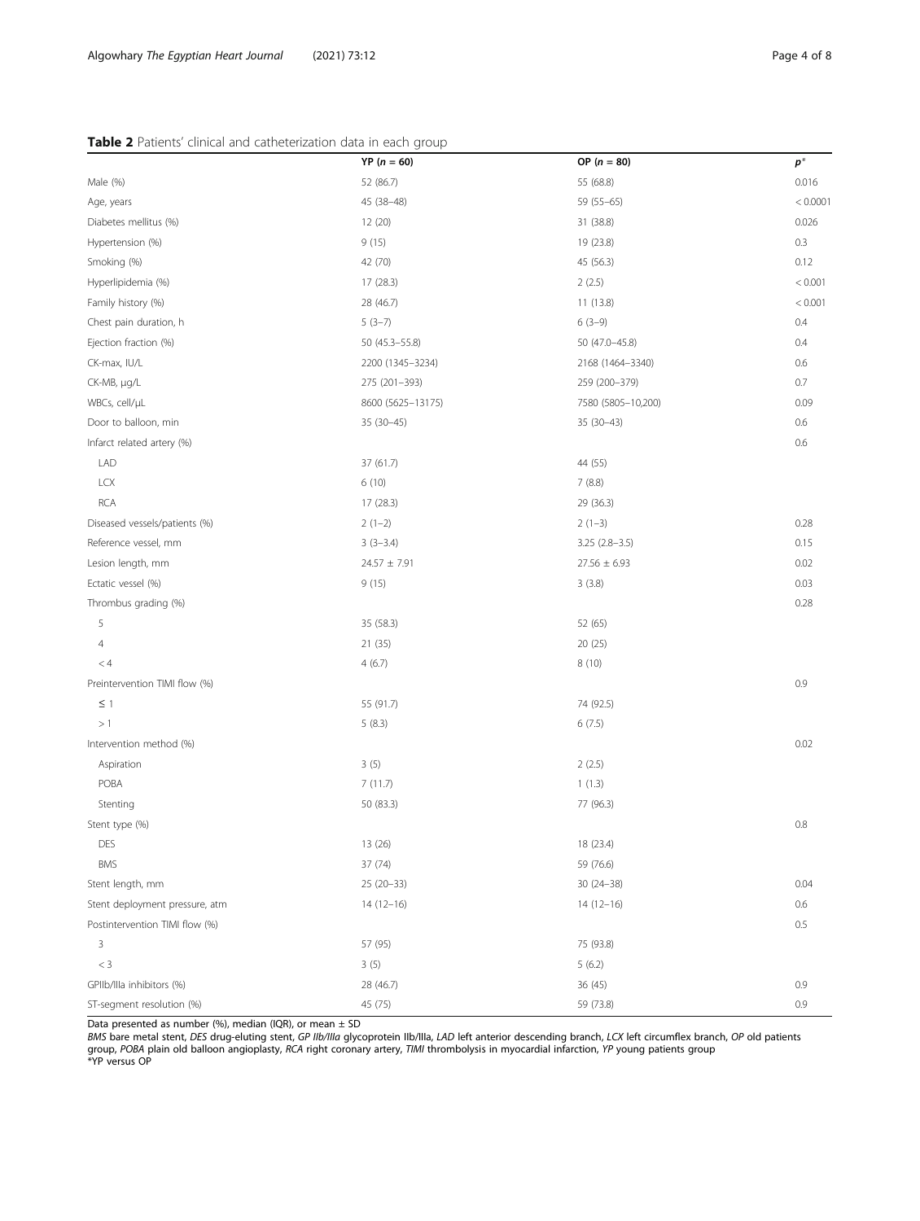**Table 2** Patients' clinical and catheterization data in each group

| | YP ($n$ = 60) | OP ($n$ = 80) | $p$* |
|---|---|---|---|
| Male (%) | 52 (86.7) | 55 (68.8) | 0.016 |
| Age, years | 45 (38–48) | 59 (55–65) | < 0.0001 |
| Diabetes mellitus (%) | 12 (20) | 31 (38.8) | 0.026 |
| Hypertension (%) | 9 (15) | 19 (23.8) | 0.3 |
| Smoking (%) | 42 (70) | 45 (56.3) | 0.12 |
| Hyperlipidemia (%) | 17 (28.3) | 2 (2.5) | < 0.001 |
| Family history (%) | 28 (46.7) | 11 (13.8) | < 0.001 |
| Chest pain duration, h | 5 (3–7) | 6 (3–9) | 0.4 |
| Ejection fraction (%) | 50 (45.3–55.8) | 50 (47.0–45.8) | 0.4 |
| CK-max, IU/L | 2200 (1345–3234) | 2168 (1464–3340) | 0.6 |
| CK-MB, μg/L | 275 (201–393) | 259 (200–379) | 0.7 |
| WBCs, cell/μL | 8600 (5625–13175) | 7580 (5805–10,200) | 0.09 |
| Door to balloon, min | 35 (30–45) | 35 (30–43) | 0.6 |
| Infarct related artery (%) | | | 0.6 |
| LAD | 37 (61.7) | 44 (55) | |
| LCX | 6 (10) | 7 (8.8) | |
| RCA | 17 (28.3) | 29 (36.3) | |
| Diseased vessels/patients (%) | 2 (1–2) | 2 (1–3) | 0.28 |
| Reference vessel, mm | 3 (3–3.4) | 3.25 (2.8–3.5) | 0.15 |
| Lesion length, mm | 24.57 ± 7.91 | 27.56 ± 6.93 | 0.02 |
| Ectatic vessel (%) | 9 (15) | 3 (3.8) | 0.03 |
| Thrombus grading (%) | | | 0.28 |
| 5 | 35 (58.3) | 52 (65) | |
| 4 | 21 (35) | 20 (25) | |
| < 4 | 4 (6.7) | 8 (10) | |
| Preintervention TIMI flow (%) | | | 0.9 |
| ≤ 1 | 55 (91.7) | 74 (92.5) | |
| > 1 | 5 (8.3) | 6 (7.5) | |
| Intervention method (%) | | | 0.02 |
| Aspiration | 3 (5) | 2 (2.5) | |
| POBA | 7 (11.7) | 1 (1.3) | |
| Stenting | 50 (83.3) | 77 (96.3) | |
| Stent type (%) | | | 0.8 |
| DES | 13 (26) | 18 (23.4) | |
| BMS | 37 (74) | 59 (76.6) | |
| Stent length, mm | 25 (20–33) | 30 (24–38) | 0.04 |
| Stent deployment pressure, atm | 14 (12–16) | 14 (12–16) | 0.6 |
| Postintervention TIMI flow (%) | | | 0.5 |
| 3 | 57 (95) | 75 (93.8) | |
| < 3 | 3 (5) | 5 (6.2) | |
| GPIIb/IIIa inhibitors (%) | 28 (46.7) | 36 (45) | 0.9 |
| ST-segment resolution (%) | 45 (75) | 59 (73.8) | 0.9 |

Data presented as number (%), median (IQR), or mean ± SD

*BMS* bare metal stent, *DES* drug-eluting stent, *GP IIb/IIIa* glycoprotein IIb/IIIa, *LAD* left anterior descending branch, *LCX* left circumflex branch, *OP* old patients group, *POBA* plain old balloon angioplasty, *RCA* right coronary artery, *TIMI* thrombolysis in myocardial infarction, *YP* young patients group

*YP versus OP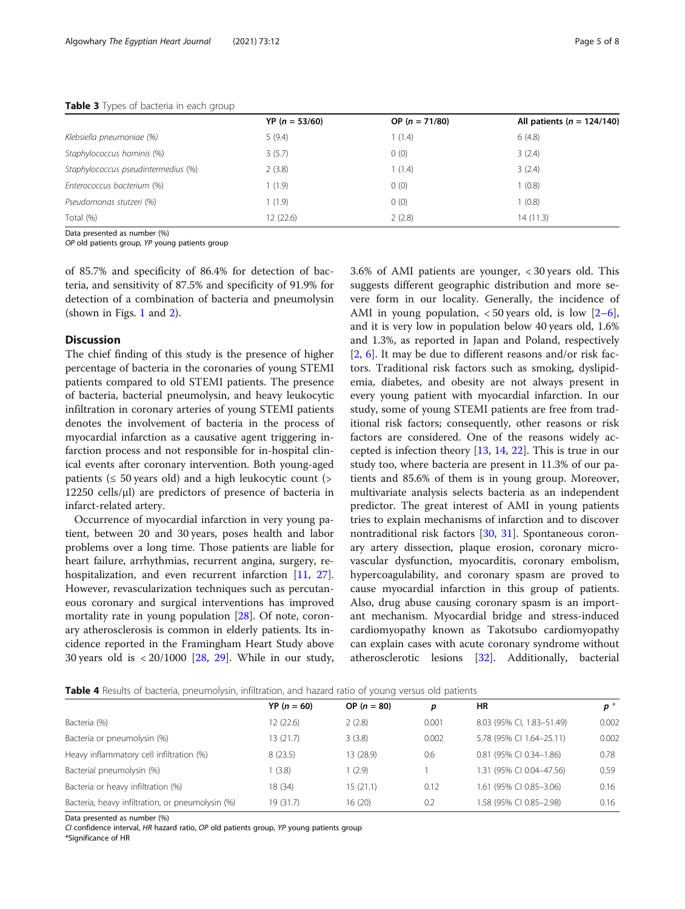**Table 3** Types of bacteria in each group

| | YP (*n* = 53/60) | OP (*n* = 71/80) | All patients (*n* = 124/140) |
|---|---|---|---|
| *Klebsiella pneumoniae* (%) | 5 (9.4) | 1 (1.4) | 6 (4.8) |
| *Staphylococcus hominis* (%) | 3 (5.7) | 0 (0) | 3 (2.4) |
| *Staphylococcus pseudintermedius* (%) | 2 (3.8) | 1 (1.4) | 3 (2.4) |
| *Enterococcus bacterium* (%) | 1 (1.9) | 0 (0) | 1 (0.8) |
| *Pseudomonas stutzeri* (%) | 1 (1.9) | 0 (0) | 1 (0.8) |
| Total (%) | 12 (22.6) | 2 (2.8) | 14 (11.3) |

Data presented as number (%)
*OP* old patients group, *YP* young patients group

of 85.7% and specificity of 86.4% for detection of bacteria, and sensitivity of 87.5% and specificity of 91.9% for detection of a combination of bacteria and pneumolysin (shown in Figs. 1 and 2).

## Discussion

The chief finding of this study is the presence of higher percentage of bacteria in the coronaries of young STEMI patients compared to old STEMI patients. The presence of bacteria, bacterial pneumolysin, and heavy leukocytic infiltration in coronary arteries of young STEMI patients denotes the involvement of bacteria in the process of myocardial infarction as a causative agent triggering infarction process and not responsible for in-hospital clinical events after coronary intervention. Both young-aged patients (≤ 50 years old) and a high leukocytic count (> 12250 cells/μl) are predictors of presence of bacteria in infarct-related artery.

Occurrence of myocardial infarction in very young patient, between 20 and 30 years, poses health and labor problems over a long time. Those patients are liable for heart failure, arrhythmias, recurrent angina, surgery, rehospitalization, and even recurrent infarction [11, 27]. However, revascularization techniques such as percutaneous coronary and surgical interventions has improved mortality rate in young population [28]. Of note, coronary atherosclerosis is common in elderly patients. Its incidence reported in the Framingham Heart Study above 30 years old is < 20/1000 [28, 29]. While in our study, 3.6% of AMI patients are younger, < 30 years old. This suggests different geographic distribution and more severe form in our locality. Generally, the incidence of AMI in young population, < 50 years old, is low [2–6], and it is very low in population below 40 years old, 1.6% and 1.3%, as reported in Japan and Poland, respectively [2, 6]. It may be due to different reasons and/or risk factors. Traditional risk factors such as smoking, dyslipidemia, diabetes, and obesity are not always present in every young patient with myocardial infarction. In our study, some of young STEMI patients are free from traditional risk factors; consequently, other reasons or risk factors are considered. One of the reasons widely accepted is infection theory [13, 14, 22]. This is true in our study too, where bacteria are present in 11.3% of our patients and 85.6% of them is in young group. Moreover, multivariate analysis selects bacteria as an independent predictor. The great interest of AMI in young patients tries to explain mechanisms of infarction and to discover nontraditional risk factors [30, 31]. Spontaneous coronary artery dissection, plaque erosion, coronary microvascular dysfunction, myocarditis, coronary embolism, hypercoagulability, and coronary spasm are proved to cause myocardial infarction in this group of patients. Also, drug abuse causing coronary spasm is an important mechanism. Myocardial bridge and stress-induced cardiomyopathy known as Takotsubo cardiomyopathy can explain cases with acute coronary syndrome without atherosclerotic lesions [32]. Additionally, bacterial

**Table 4** Results of bacteria, pneumolysin, infiltration, and hazard ratio of young versus old patients

| | YP (*n* = 60) | OP (*n* = 80) | *p* | HR | *p* * |
|---|---|---|---|---|---|
| Bacteria (%) | 12 (22.6) | 2 (2.8) | 0.001 | 8.03 (95% CI, 1.83–51.49) | 0.002 |
| Bacteria or pneumolysin (%) | 13 (21.7) | 3 (3.8) | 0.002 | 5.78 (95% CI 1.64–25.11) | 0.002 |
| Heavy inflammatory cell infiltration (%) | 8 (23.5) | 13 (28.9) | 0.6 | 0.81 (95% CI 0.34–1.86) | 0.78 |
| Bacterial pneumolysin (%) | 1 (3.8) | 1 (2.9) | 1 | 1.31 (95% CI 0.04–47.56) | 0.59 |
| Bacteria or heavy infiltration (%) | 18 (34) | 15 (21.1) | 0.12 | 1.61 (95% CI 0.85–3.06) | 0.16 |
| Bacteria, heavy infiltration, or pneumolysin (%) | 19 (31.7) | 16 (20) | 0.2 | 1.58 (95% CI 0.85–2.98) | 0.16 |

Data presented as number (%)
*CI* confidence interval, *HR* hazard ratio, *OP* old patients group, *YP* young patients group
*Significance of HR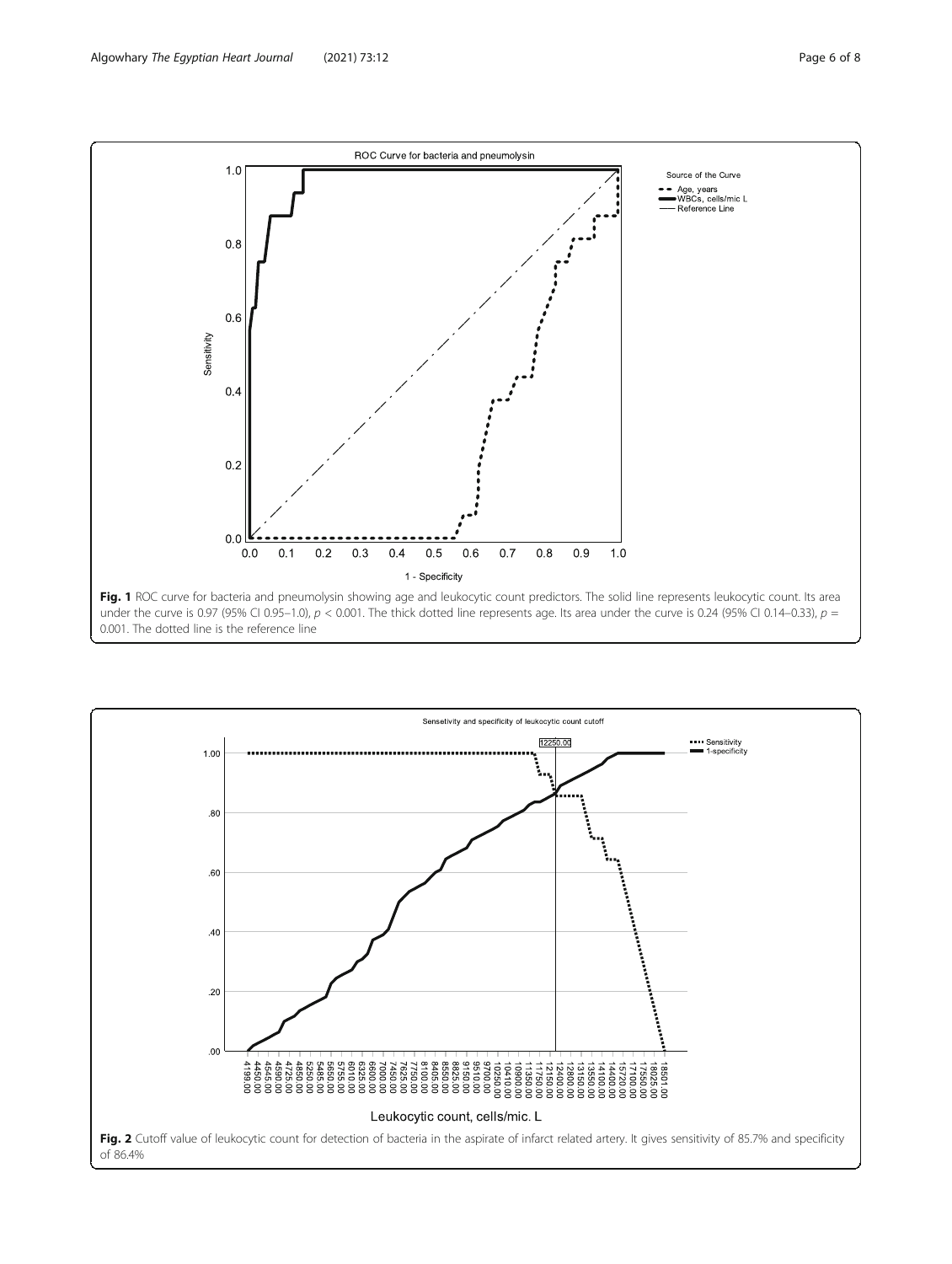Fig. 1 ROC curve for bacteria and pneumolysin showing age and leukocytic count predictors. The solid line represents leukocytic count. Its area under the curve is 0.97 (95% CI 0.95–1.0), $p < 0.001$. The thick dotted line represents age. Its area under the curve is 0.24 (95% CI 0.14–0.33), $p = 0.001$. The dotted line is the reference line

Fig. 2 Cutoff value of leukocytic count for detection of bacteria in the aspirate of infarct related artery. It gives sensitivity of 85.7% and specificity of 86.4%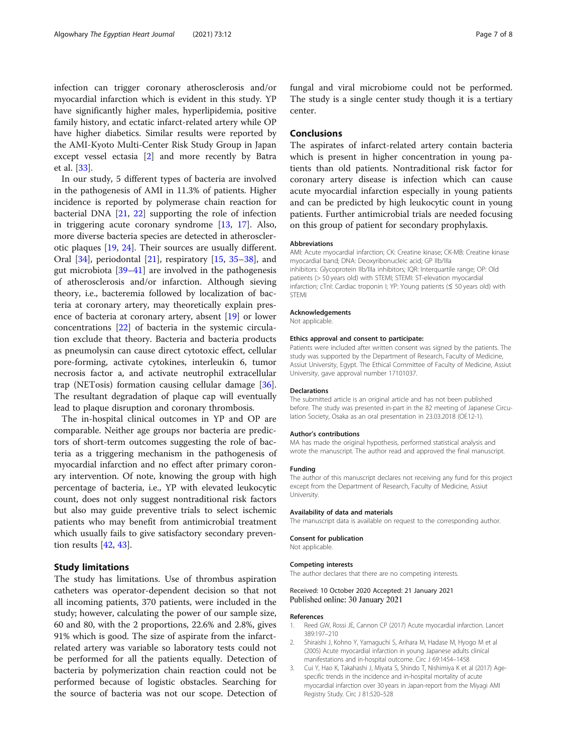infection can trigger coronary atherosclerosis and/or myocardial infarction which is evident in this study. YP have significantly higher males, hyperlipidemia, positive family history, and ectatic infarct-related artery while OP have higher diabetics. Similar results were reported by the AMI-Kyoto Multi-Center Risk Study Group in Japan except vessel ectasia [2] and more recently by Batra et al. [33].

In our study, 5 different types of bacteria are involved in the pathogenesis of AMI in 11.3% of patients. Higher incidence is reported by polymerase chain reaction for bacterial DNA [21, 22] supporting the role of infection in triggering acute coronary syndrome [13, 17]. Also, more diverse bacteria species are detected in atherosclerotic plaques [19, 24]. Their sources are usually different. Oral [34], periodontal [21], respiratory [15, 35–38], and gut microbiota [39–41] are involved in the pathogenesis of atherosclerosis and/or infarction. Although sieving theory, i.e., bacteremia followed by localization of bacteria at coronary artery, may theoretically explain presence of bacteria at coronary artery, absent [19] or lower concentrations [22] of bacteria in the systemic circulation exclude that theory. Bacteria and bacteria products as pneumolysin can cause direct cytotoxic effect, cellular pore-forming, activate cytokines, interleukin 6, tumor necrosis factor a, and activate neutrophil extracellular trap (NETosis) formation causing cellular damage [36]. The resultant degradation of plaque cap will eventually lead to plaque disruption and coronary thrombosis.

The in-hospital clinical outcomes in YP and OP are comparable. Neither age groups nor bacteria are predictors of short-term outcomes suggesting the role of bacteria as a triggering mechanism in the pathogenesis of myocardial infarction and no effect after primary coronary intervention. Of note, knowing the group with high percentage of bacteria, i.e., YP with elevated leukocytic count, does not only suggest nontraditional risk factors but also may guide preventive trials to select ischemic patients who may benefit from antimicrobial treatment which usually fails to give satisfactory secondary prevention results [42, 43].

## Study limitations

The study has limitations. Use of thrombus aspiration catheters was operator-dependent decision so that not all incoming patients, 370 patients, were included in the study; however, calculating the power of our sample size, 60 and 80, with the 2 proportions, 22.6% and 2.8%, gives 91% which is good. The size of aspirate from the infarct-related artery was variable so laboratory tests could not be performed for all the patients equally. Detection of bacteria by polymerization chain reaction could not be performed because of logistic obstacles. Searching for the source of bacteria was not our scope. Detection of fungal and viral microbiome could not be performed. The study is a single center study though it is a tertiary center.

## Conclusions

The aspirates of infarct-related artery contain bacteria which is present in higher concentration in young patients than old patients. Nontraditional risk factor for coronary artery disease is infection which can cause acute myocardial infarction especially in young patients and can be predicted by high leukocytic count in young patients. Further antimicrobial trials are needed focusing on this group of patient for secondary prophylaxis.

#### Abbreviations

AMI: Acute myocardial infarction; CK: Creatine kinase; CK-MB: Creatine kinase myocardial band; DNA: Deoxyribonucleic acid; GP IIb/IIIa inhibitors: Glycoprotein IIb/IIIa inhibitors; IQR: Interquartile range; OP: Old patients (> 50 years old) with STEMI; STEMI: ST-elevation myocardial infarction; cTnI: Cardiac troponin I; YP: Young patients (≤ 50 years old) with STEMI

#### Acknowledgements

Not applicable.

#### Ethics approval and consent to participate:

Patients were included after written consent was signed by the patients. The study was supported by the Department of Research, Faculty of Medicine, Assiut University, Egypt. The Ethical Committee of Faculty of Medicine, Assiut University, gave approval number 17101037.

#### Declarations

The submitted article is an original article and has not been published before. The study was presented in-part in the 82 meeting of Japanese Circulation Society, Osaka as an oral presentation in 23.03.2018 (OE12-1).

#### Author's contributions

MA has made the original hypothesis, performed statistical analysis and wrote the manuscript. The author read and approved the final manuscript.

#### Funding

The author of this manuscript declares not receiving any fund for this project except from the Department of Research, Faculty of Medicine, Assiut University.

#### Availability of data and materials

The manuscript data is available on request to the corresponding author.

#### Consent for publication

Not applicable.

#### Competing interests

The author declares that there are no competing interests.

Received: 10 October 2020 Accepted: 21 January 2021
Published online: 30 January 2021

#### References

1. Reed GW, Rossi JE, Cannon CP (2017) Acute myocardial infarction. Lancet 389:197–210
2. Shiraishi J, Kohno Y, Yamaguchi S, Arihara M, Hadase M, Hyogo M et al (2005) Acute myocardial infarction in young Japanese adults clinical manifestations and in-hospital outcome. Circ J 69:1454–1458
3. Cui Y, Hao K, Takahashi J, Miyata S, Shindo T, Nishimiya K et al (2017) Age-specific trends in the incidence and in-hospital mortality of acute myocardial infarction over 30 years in Japan-report from the Miyagi AMI Registry Study. Circ J 81:520–528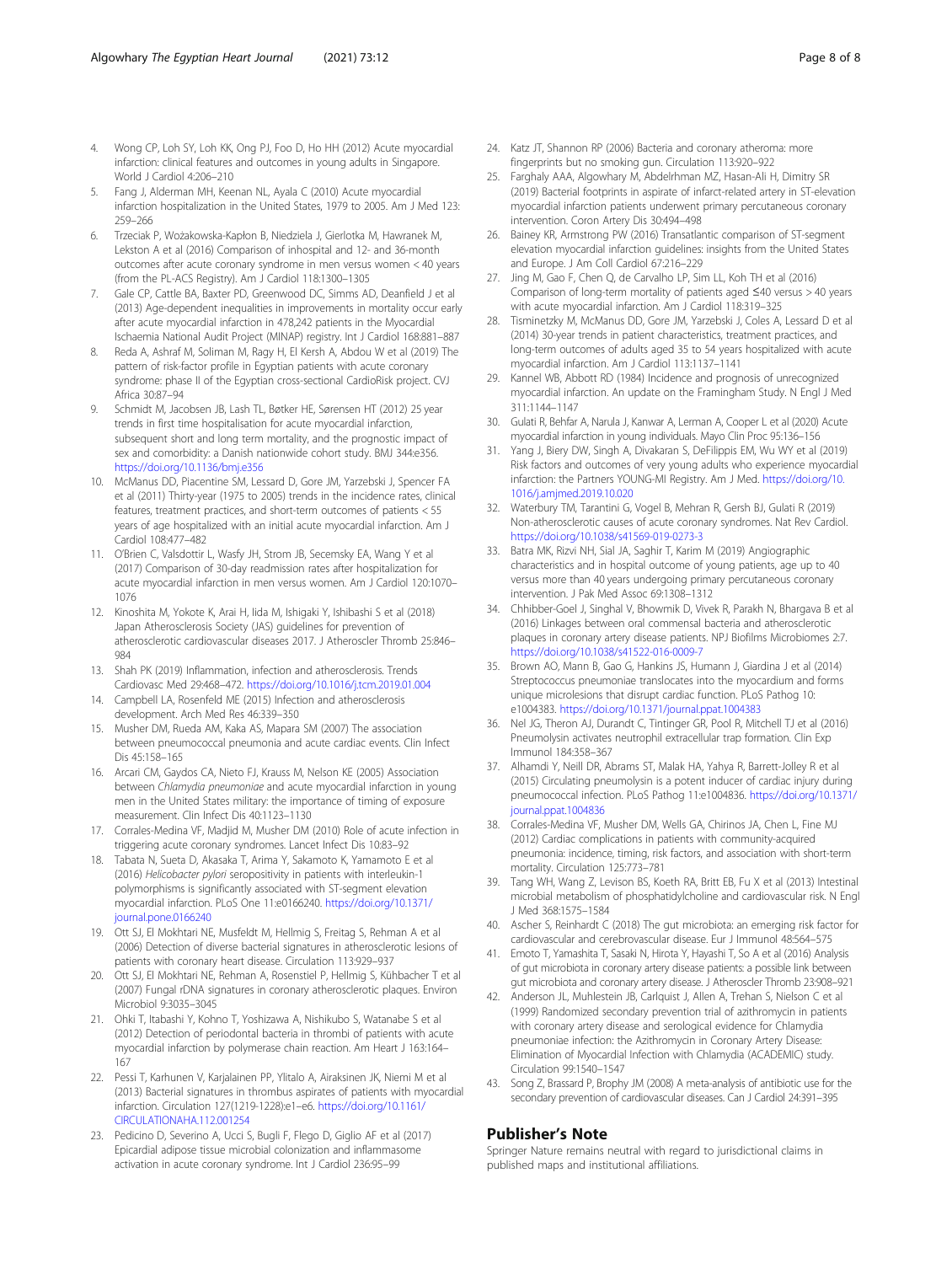4. Wong CP, Loh SY, Loh KK, Ong PJ, Foo D, Ho HH (2012) Acute myocardial infarction: clinical features and outcomes in young adults in Singapore. World J Cardiol 4:206–210
5. Fang J, Alderman MH, Keenan NL, Ayala C (2010) Acute myocardial infarction hospitalization in the United States, 1979 to 2005. Am J Med 123: 259–266
6. Trzeciak P, Wożakowska-Kapłon B, Niedziela J, Gierlotka M, Hawranek M, Lekston A et al (2016) Comparison of inhospital and 12- and 36-month outcomes after acute coronary syndrome in men versus women < 40 years (from the PL-ACS Registry). Am J Cardiol 118:1300–1305
7. Gale CP, Cattle BA, Baxter PD, Greenwood DC, Simms AD, Deanfield J et al (2013) Age-dependent inequalities in improvements in mortality occur early after acute myocardial infarction in 478,242 patients in the Myocardial Ischaemia National Audit Project (MINAP) registry. Int J Cardiol 168:881–887
8. Reda A, Ashraf M, Soliman M, Ragy H, El Kersh A, Abdou W et al (2019) The pattern of risk-factor profile in Egyptian patients with acute coronary syndrome: phase II of the Egyptian cross-sectional CardioRisk project. CVJ Africa 30:87–94
9. Schmidt M, Jacobsen JB, Lash TL, Bøtker HE, Sørensen HT (2012) 25 year trends in first time hospitalisation for acute myocardial infarction, subsequent short and long term mortality, and the prognostic impact of sex and comorbidity: a Danish nationwide cohort study. BMJ 344:e356. https://doi.org/10.1136/bmj.e356
10. McManus DD, Piacentine SM, Lessard D, Gore JM, Yarzebski J, Spencer FA et al (2011) Thirty-year (1975 to 2005) trends in the incidence rates, clinical features, treatment practices, and short-term outcomes of patients < 55 years of age hospitalized with an initial acute myocardial infarction. Am J Cardiol 108:477–482
11. O'Brien C, Valsdottir L, Wasfy JH, Strom JB, Secemsky EA, Wang Y et al (2017) Comparison of 30-day readmission rates after hospitalization for acute myocardial infarction in men versus women. Am J Cardiol 120:1070–1076
12. Kinoshita M, Yokote K, Arai H, Iida M, Ishigaki Y, Ishibashi S et al (2018) Japan Atherosclerosis Society (JAS) guidelines for prevention of atherosclerotic cardiovascular diseases 2017. J Atheroscler Thromb 25:846–984
13. Shah PK (2019) Inflammation, infection and atherosclerosis. Trends Cardiovasc Med 29:468–472. https://doi.org/10.1016/j.tcm.2019.01.004
14. Campbell LA, Rosenfeld ME (2015) Infection and atherosclerosis development. Arch Med Res 46:339–350
15. Musher DM, Rueda AM, Kaka AS, Mapara SM (2007) The association between pneumococcal pneumonia and acute cardiac events. Clin Infect Dis 45:158–165
16. Arcari CM, Gaydos CA, Nieto FJ, Krauss M, Nelson KE (2005) Association between *Chlamydia pneumoniae* and acute myocardial infarction in young men in the United States military: the importance of timing of exposure measurement. Clin Infect Dis 40:1123–1130
17. Corrales-Medina VF, Madjid M, Musher DM (2010) Role of acute infection in triggering acute coronary syndromes. Lancet Infect Dis 10:83–92
18. Tabata N, Sueta D, Akasaka T, Arima Y, Sakamoto K, Yamamoto E et al (2016) *Helicobacter pylori* seropositivity in patients with interleukin-1 polymorphisms is significantly associated with ST-segment elevation myocardial infarction. PLoS One 11:e0166240. https://doi.org/10.1371/journal.pone.0166240
19. Ott SJ, El Mokhtari NE, Musfeldt M, Hellmig S, Freitag S, Rehman A et al (2006) Detection of diverse bacterial signatures in atherosclerotic lesions of patients with coronary heart disease. Circulation 113:929–937
20. Ott SJ, El Mokhtari NE, Rehman A, Rosenstiel P, Hellmig S, Kühbacher T et al (2007) Fungal rDNA signatures in coronary atherosclerotic plaques. Environ Microbiol 9:3035–3045
21. Ohki T, Itabashi Y, Kohno T, Yoshizawa A, Nishikubo S, Watanabe S et al (2012) Detection of periodontal bacteria in thrombi of patients with acute myocardial infarction by polymerase chain reaction. Am Heart J 163:164–167
22. Pessi T, Karhunen V, Karjalainen PP, Ylitalo A, Airaksinen JK, Niemi M et al (2013) Bacterial signatures in thrombus aspirates of patients with myocardial infarction. Circulation 127(1219-1228):e1–e6. https://doi.org/10.1161/CIRCULATIONAHA.112.001254
23. Pedicino D, Severino A, Ucci S, Bugli F, Flego D, Giglio AF et al (2017) Epicardial adipose tissue microbial colonization and inflammasome activation in acute coronary syndrome. Int J Cardiol 236:95–99
24. Katz JT, Shannon RP (2006) Bacteria and coronary atheroma: more fingerprints but no smoking gun. Circulation 113:920–922
25. Farghaly AAA, Algowhary M, Abdelrhman MZ, Hasan-Ali H, Dimitry SR (2019) Bacterial footprints in aspirate of infarct-related artery in ST-elevation myocardial infarction patients underwent primary percutaneous coronary intervention. Coron Artery Dis 30:494–498
26. Bainey KR, Armstrong PW (2016) Transatlantic comparison of ST-segment elevation myocardial infarction guidelines: insights from the United States and Europe. J Am Coll Cardiol 67:216–229
27. Jing M, Gao F, Chen Q, de Carvalho LP, Sim LL, Koh TH et al (2016) Comparison of long-term mortality of patients aged ≤40 versus > 40 years with acute myocardial infarction. Am J Cardiol 118:319–325
28. Tisminetzky M, McManus DD, Gore JM, Yarzebski J, Coles A, Lessard D et al (2014) 30-year trends in patient characteristics, treatment practices, and long-term outcomes of adults aged 35 to 54 years hospitalized with acute myocardial infarction. Am J Cardiol 113:1137–1141
29. Kannel WB, Abbott RD (1984) Incidence and prognosis of unrecognized myocardial infarction. An update on the Framingham Study. N Engl J Med 311:1144–1147
30. Gulati R, Behfar A, Narula J, Kanwar A, Lerman A, Cooper L et al (2020) Acute myocardial infarction in young individuals. Mayo Clin Proc 95:136–156
31. Yang J, Biery DW, Singh A, Divakaran S, DeFilippis EM, Wu WY et al (2019) Risk factors and outcomes of very young adults who experience myocardial infarction: the Partners YOUNG-MI Registry. Am J Med. https://doi.org/10.1016/j.amjmed.2019.10.020
32. Waterbury TM, Tarantini G, Vogel B, Mehran R, Gersh BJ, Gulati R (2019) Non-atherosclerotic causes of acute coronary syndromes. Nat Rev Cardiol. https://doi.org/10.1038/s41569-019-0273-3
33. Batra MK, Rizvi NH, Sial JA, Saghir T, Karim M (2019) Angiographic characteristics and in hospital outcome of young patients, age up to 40 versus more than 40 years undergoing primary percutaneous coronary intervention. J Pak Med Assoc 69:1308–1312
34. Chhibber-Goel J, Singhal V, Bhowmik D, Vivek R, Parakh N, Bhargava B et al (2016) Linkages between oral commensal bacteria and atherosclerotic plaques in coronary artery disease patients. NPJ Biofilms Microbiomes 2:7. https://doi.org/10.1038/s41522-016-0009-7
35. Brown AO, Mann B, Gao G, Hankins JS, Humann J, Giardina J et al (2014) Streptococcus pneumoniae translocates into the myocardium and forms unique microlesions that disrupt cardiac function. PLoS Pathog 10: e1004383. https://doi.org/10.1371/journal.ppat.1004383
36. Nel JG, Theron AJ, Durandt C, Tintinger GR, Pool R, Mitchell TJ et al (2016) Pneumolysin activates neutrophil extracellular trap formation. Clin Exp Immunol 184:358–367
37. Alhamdi Y, Neill DR, Abrams ST, Malak HA, Yahya R, Barrett-Jolley R et al (2015) Circulating pneumolysin is a potent inducer of cardiac injury during pneumococcal infection. PLoS Pathog 11:e1004836. https://doi.org/10.1371/journal.ppat.1004836
38. Corrales-Medina VF, Musher DM, Wells GA, Chirinos JA, Chen L, Fine MJ (2012) Cardiac complications in patients with community-acquired pneumonia: incidence, timing, risk factors, and association with short-term mortality. Circulation 125:773–781
39. Tang WH, Wang Z, Levison BS, Koeth RA, Britt EB, Fu X et al (2013) Intestinal microbial metabolism of phosphatidylcholine and cardiovascular risk. N Engl J Med 368:1575–1584
40. Ascher S, Reinhardt C (2018) The gut microbiota: an emerging risk factor for cardiovascular and cerebrovascular disease. Eur J Immunol 48:564–575
41. Emoto T, Yamashita T, Sasaki N, Hirota Y, Hayashi T, So A et al (2016) Analysis of gut microbiota in coronary artery disease patients: a possible link between gut microbiota and coronary artery disease. J Atheroscler Thromb 23:908–921
42. Anderson JL, Muhlestein JB, Carlquist J, Allen A, Trehan S, Nielson C et al (1999) Randomized secondary prevention trial of azithromycin in patients with coronary artery disease and serological evidence for Chlamydia pneumoniae infection: the Azithromycin in Coronary Artery Disease: Elimination of Myocardial Infection with Chlamydia (ACADEMIC) study. Circulation 99:1540–1547
43. Song Z, Brassard P, Brophy JM (2008) A meta-analysis of antibiotic use for the secondary prevention of cardiovascular diseases. Can J Cardiol 24:391–395

## Publisher's Note

Springer Nature remains neutral with regard to jurisdictional claims in published maps and institutional affiliations.